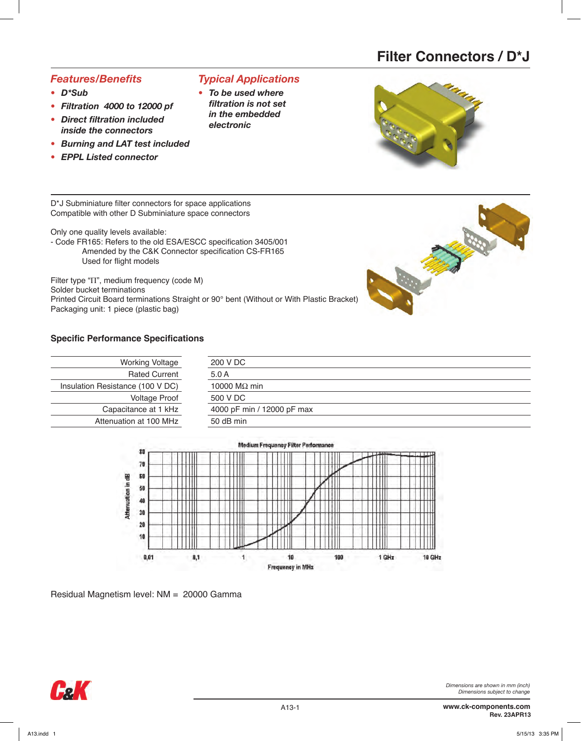# Filter Connectors / D*J

## Features/Benefits

- ***D*Sub***
- ***Filtration 4000 to 12000 pf***
- ***Direct filtration included inside the connectors***
- ***Burning and LAT test included***
- ***EPPL Listed connector***

## Typical Applications

- ***To be used where filtration is not set in the embedded electronic***

D*J Subminiature filter connectors for space applications
Compatible with other D Subminiature space connectors

Only one quality levels available:
- Code FR165: Refers to the old ESA/ESCC specification 3405/001
  Amended by the C&K Connector specification CS-FR165
  Used for flight models

Filter type "Π", medium frequency (code M)
Solder bucket terminations
Printed Circuit Board terminations Straight or 90° bent (Without or With Plastic Bracket)
Packaging unit: 1 piece (plastic bag)

### Specific Performance Specifications

| | |
|---|---|
| Working Voltage | 200 V DC |
| Rated Current | 5.0 A |
| Insulation Resistance (100 V DC) | 10000 MΩ min |
| Voltage Proof | 500 V DC |
| Capacitance at 1 kHz | 4000 pF min / 12000 pF max |
| Attenuation at 100 MHz | 50 dB min |

Medium Frequency Filter Performance

Attenuation in dB

80
70
60
50
40
30
20
10

0,01
0,1
1
10
100
1 GHz
10 GHz

Frequency in MHz

Residual Magnetism level: NM = 20000 Gamma

*Dimensions are shown in mm (inch)*
*Dimensions subject to change*

www.ck-components.com
Rev. 23APR13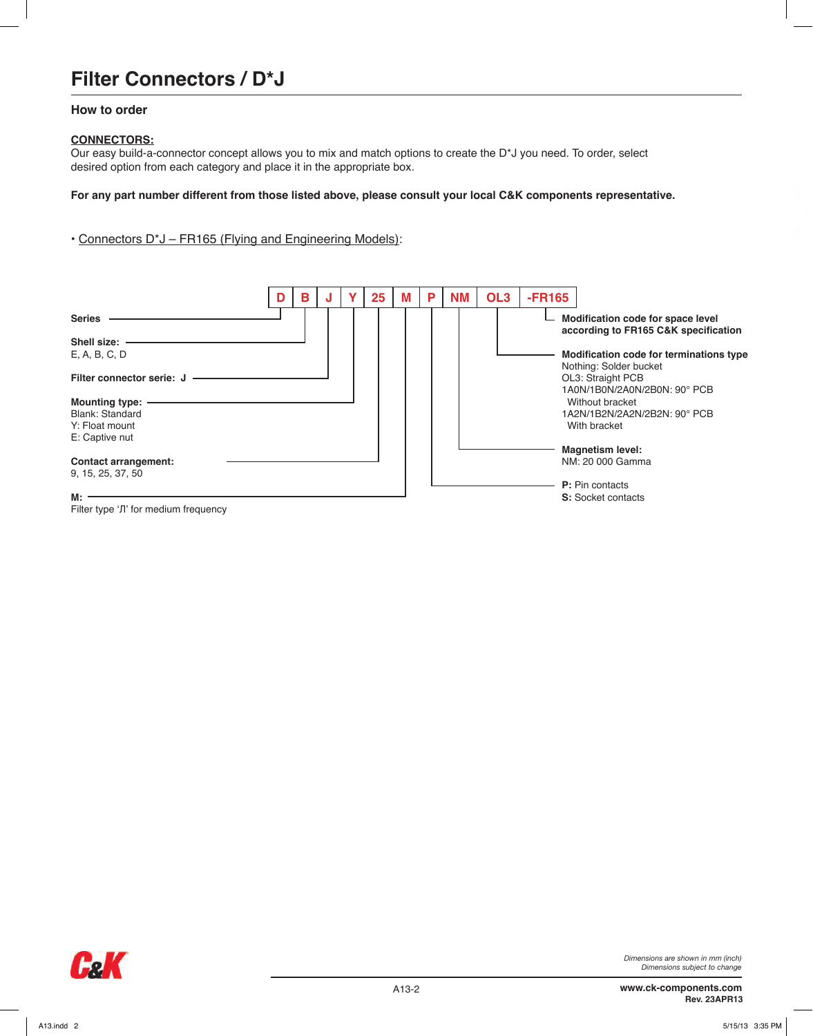# Filter Connectors / D*J

## How to order

**CONNECTORS:**
Our easy build-a-connector concept allows you to mix and match options to create the D*J you need. To order, select desired option from each category and place it in the appropriate box.

**For any part number different from those listed above, please consult your local C&K components representative.**

• Connectors D*J – FR165 (Flying and Engineering Models):

| D | B | J | Y | 25 | M | P | NM | OL3 | -FR165 |
|---|---|---|---|---|---|---|---|---|---|

**Series**

**Shell size:**
E, A, B, C, D

**Filter connector serie: J**

**Mounting type:**
Blank: Standard
Y: Float mount
E: Captive nut

**Contact arrangement:**
9, 15, 25, 37, 50

**M:**
Filter type 'Л' for medium frequency

**P:** Pin contacts
**S:** Socket contacts

**Magnetism level:**
NM: 20 000 Gamma

**Modification code for terminations type**
Nothing: Solder bucket
OL3: Straight PCB
1A0N/1B0N/2A0N/2B0N: 90° PCB
Without bracket
1A2N/1B2N/2A2N/2B2N: 90° PCB
With bracket

**Modification code for space level according to FR165 C&K specification**

*Dimensions are shown in mm (inch)*
*Dimensions subject to change*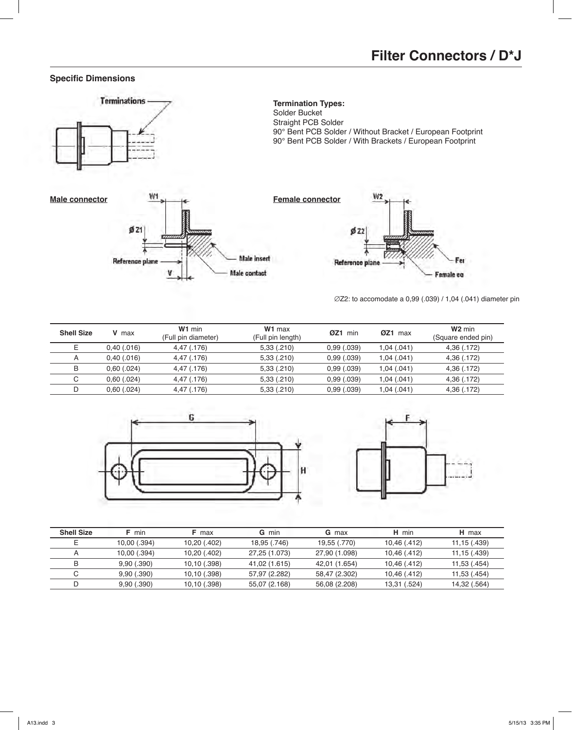# Filter Connectors / D*J

### Specific Dimensions

Terminations

**Termination Types:**
Solder Bucket
Straight PCB Solder
90° Bent PCB Solder / Without Bracket / European Footprint
90° Bent PCB Solder / With Brackets / European Footprint

**Male connector**

W1
ø Z1
Reference plane
V
Male insert
Male contact

**Female connector**

W2
ø Z2
Reference plane
Fe
Female co

∅Z2: to accomodate a 0,99 (.039) / 1,04 (.041) diameter pin

| Shell Size | V max | W1 min (Full pin diameter) | W1 max (Full pin length) | ØZ1 min | ØZ1 max | W2 min (Square ended pin) |
|---|---|---|---|---|---|---|
| E | 0,40 (.016) | 4,47 (.176) | 5,33 (.210) | 0,99 (.039) | 1,04 (.041) | 4,36 (.172) |
| A | 0,40 (.016) | 4,47 (.176) | 5,33 (.210) | 0,99 (.039) | 1,04 (.041) | 4,36 (.172) |
| B | 0,60 (.024) | 4,47 (.176) | 5,33 (.210) | 0,99 (.039) | 1,04 (.041) | 4,36 (.172) |
| C | 0,60 (.024) | 4,47 (.176) | 5,33 (.210) | 0,99 (.039) | 1,04 (.041) | 4,36 (.172) |
| D | 0,60 (.024) | 4,47 (.176) | 5,33 (.210) | 0,99 (.039) | 1,04 (.041) | 4,36 (.172) |

G
H
F

| Shell Size | F min | F max | G min | G max | H min | H max |
|---|---|---|---|---|---|---|
| E | 10,00 (.394) | 10,20 (.402) | 18,95 (.746) | 19,55 (.770) | 10,46 (.412) | 11,15 (.439) |
| A | 10,00 (.394) | 10,20 (.402) | 27,25 (1.073) | 27,90 (1.098) | 10,46 (.412) | 11,15 (.439) |
| B | 9,90 (.390) | 10,10 (.398) | 41,02 (1.615) | 42,01 (1.654) | 10,46 (.412) | 11,53 (.454) |
| C | 9,90 (.390) | 10,10 (.398) | 57,97 (2.282) | 58,47 (2.302) | 10,46 (.412) | 11,53 (.454) |
| D | 9,90 (.390) | 10,10 (.398) | 55,07 (2.168) | 56,08 (2.208) | 13,31 (.524) | 14,32 (.564) |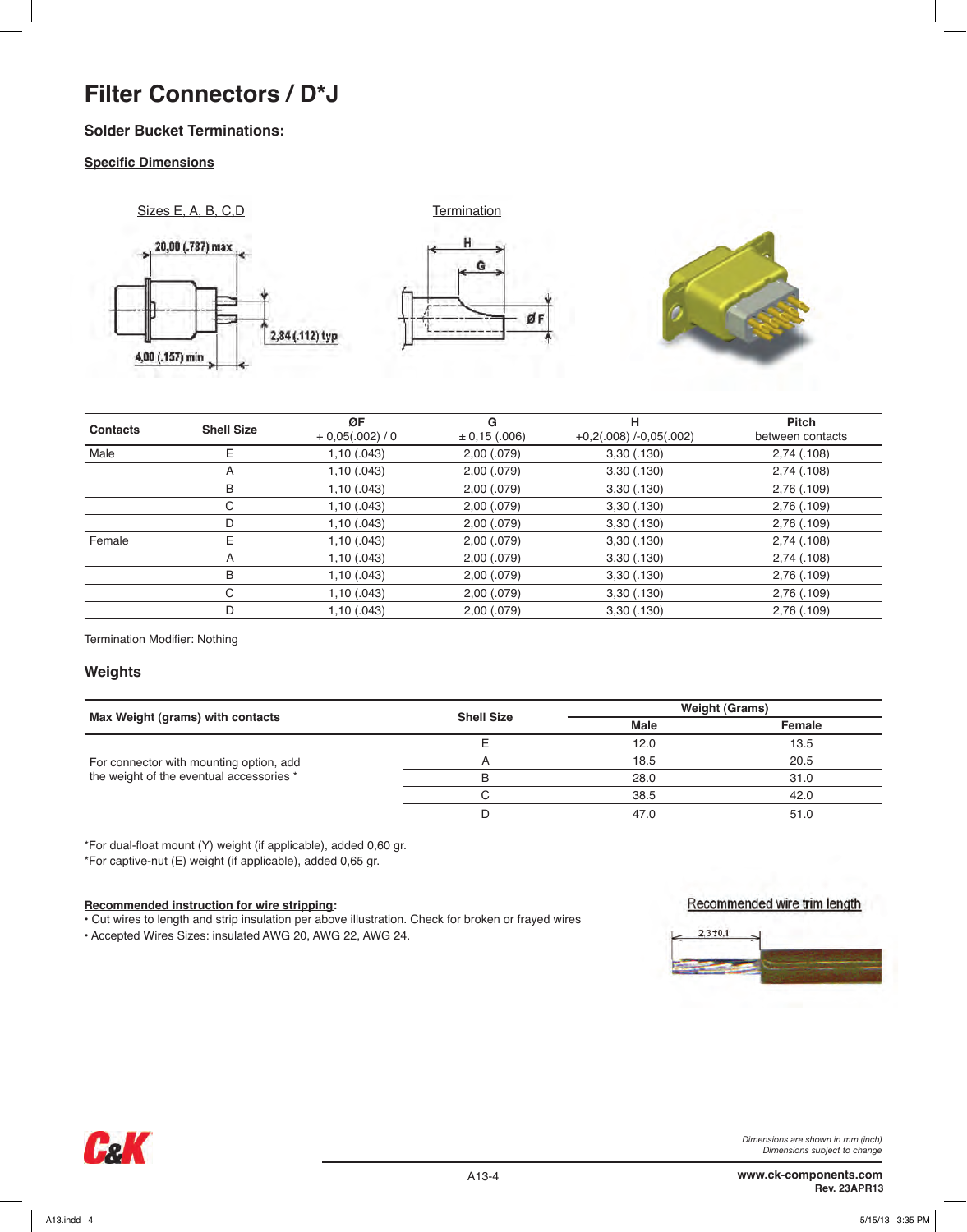# Filter Connectors / D*J

## Solder Bucket Terminations:

### Specific Dimensions

Sizes E, A, B, C,D

20,00 (.787) max

2,84 (.112) typ

4,00 (.157) min

Termination

H

G

ØF

| Contacts | Shell Size | ØF<br>+ 0,05(.002) / 0 | G<br>± 0,15 (.006) | H<br>+0,2(.008) /-0,05(.002) | Pitch<br>between contacts |
|---|---|---|---|---|---|
| Male | E | 1,10 (.043) | 2,00 (.079) | 3,30 (.130) | 2,74 (.108) |
| | A | 1,10 (.043) | 2,00 (.079) | 3,30 (.130) | 2,74 (.108) |
| | B | 1,10 (.043) | 2,00 (.079) | 3,30 (.130) | 2,76 (.109) |
| | C | 1,10 (.043) | 2,00 (.079) | 3,30 (.130) | 2,76 (.109) |
| | D | 1,10 (.043) | 2,00 (.079) | 3,30 (.130) | 2,76 (.109) |
| Female | E | 1,10 (.043) | 2,00 (.079) | 3,30 (.130) | 2,74 (.108) |
| | A | 1,10 (.043) | 2,00 (.079) | 3,30 (.130) | 2,74 (.108) |
| | B | 1,10 (.043) | 2,00 (.079) | 3,30 (.130) | 2,76 (.109) |
| | C | 1,10 (.043) | 2,00 (.079) | 3,30 (.130) | 2,76 (.109) |
| | D | 1,10 (.043) | 2,00 (.079) | 3,30 (.130) | 2,76 (.109) |

Termination Modifier: Nothing

## Weights

| Max Weight (grams) with contacts | Shell Size | Weight (Grams) | |
|---|---|---|---|
| | | Male | Female |
| For connector with mounting option, add the weight of the eventual accessories * | E | 12.0 | 13.5 |
| | A | 18.5 | 20.5 |
| | B | 28.0 | 31.0 |
| | C | 38.5 | 42.0 |
| | D | 47.0 | 51.0 |

*For dual-float mount (Y) weight (if applicable), added 0,60 gr.
*For captive-nut (E) weight (if applicable), added 0,65 gr.

**Recommended instruction for wire stripping:**

- Cut wires to length and strip insulation per above illustration. Check for broken or frayed wires
- Accepted Wires Sizes: insulated AWG 20, AWG 22, AWG 24.

Recommended wire trim length

2.3±0.1

*Dimensions are shown in mm (inch)*
*Dimensions subject to change*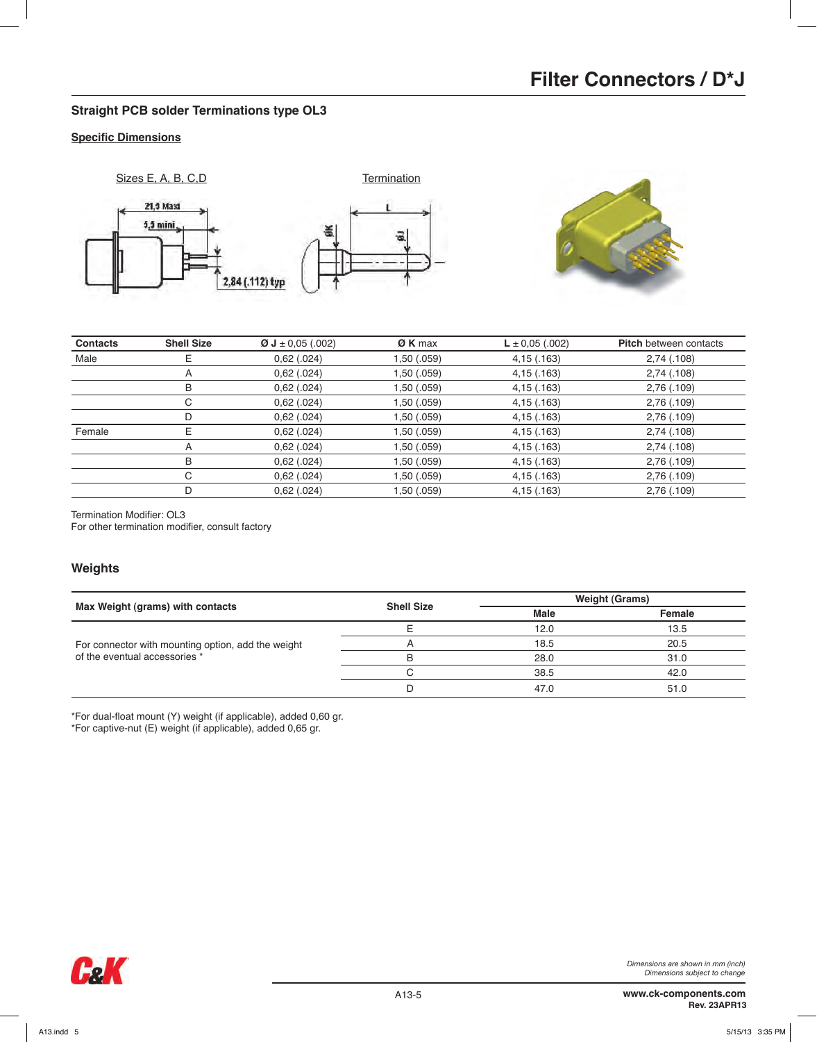# Filter Connectors / D*J

## Straight PCB solder Terminations type OL3

### Specific Dimensions

Sizes E, A, B, C,D

21,5 Maxi
5,5 mini
2,84 (.112) typ

Termination

L
ØK
ØJ

| Contacts | Shell Size | Ø J ± 0,05 (.002) | Ø K max | L ± 0,05 (.002) | Pitch between contacts |
|---|---|---|---|---|---|
| Male | E | 0,62 (.024) | 1,50 (.059) | 4,15 (.163) | 2,74 (.108) |
| | A | 0,62 (.024) | 1,50 (.059) | 4,15 (.163) | 2,74 (.108) |
| | B | 0,62 (.024) | 1,50 (.059) | 4,15 (.163) | 2,76 (.109) |
| | C | 0,62 (.024) | 1,50 (.059) | 4,15 (.163) | 2,76 (.109) |
| | D | 0,62 (.024) | 1,50 (.059) | 4,15 (.163) | 2,76 (.109) |
| Female | E | 0,62 (.024) | 1,50 (.059) | 4,15 (.163) | 2,74 (.108) |
| | A | 0,62 (.024) | 1,50 (.059) | 4,15 (.163) | 2,74 (.108) |
| | B | 0,62 (.024) | 1,50 (.059) | 4,15 (.163) | 2,76 (.109) |
| | C | 0,62 (.024) | 1,50 (.059) | 4,15 (.163) | 2,76 (.109) |
| | D | 0,62 (.024) | 1,50 (.059) | 4,15 (.163) | 2,76 (.109) |

Termination Modifier: OL3
For other termination modifier, consult factory

## Weights

| Max Weight (grams) with contacts | Shell Size | Weight (Grams) | |
|---|---|---|---|
| | | Male | Female |
| For connector with mounting option, add the weight of the eventual accessories * | E | 12.0 | 13.5 |
| | A | 18.5 | 20.5 |
| | B | 28.0 | 31.0 |
| | C | 38.5 | 42.0 |
| | D | 47.0 | 51.0 |

*For dual-float mount (Y) weight (if applicable), added 0,60 gr.
*For captive-nut (E) weight (if applicable), added 0,65 gr.

*Dimensions are shown in mm (inch)*
*Dimensions subject to change*

**www.ck-components.com**
**Rev. 23APR13**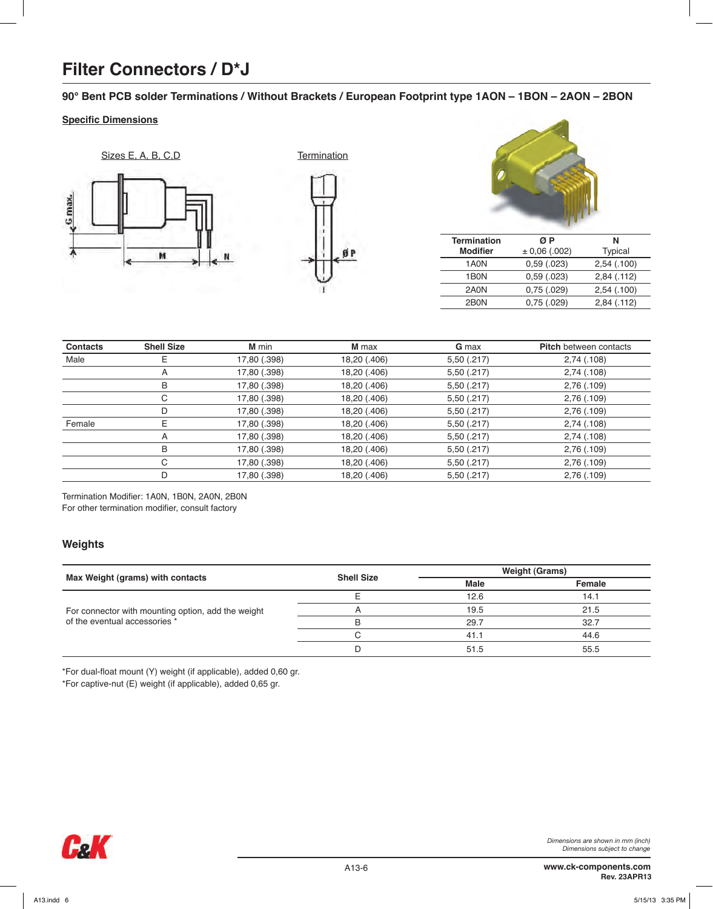# Filter Connectors / D*J

## 90° Bent PCB solder Terminations / Without Brackets / European Footprint type 1AON – 1BON – 2AON – 2BON

**Specific Dimensions**

Sizes E, A, B, C,D

G max.

M

N

Termination

Ø P

| Termination Modifier | Ø P ± 0,06 (.002) | N Typical |
|---|---|---|
| 1A0N | 0,59 (.023) | 2,54 (.100) |
| 1B0N | 0,59 (.023) | 2,84 (.112) |
| 2A0N | 0,75 (.029) | 2,54 (.100) |
| 2B0N | 0,75 (.029) | 2,84 (.112) |

| Contacts | Shell Size | M min | M max | G max | Pitch between contacts |
|---|---|---|---|---|---|
| Male | E | 17,80 (.398) | 18,20 (.406) | 5,50 (.217) | 2,74 (.108) |
| | A | 17,80 (.398) | 18,20 (.406) | 5,50 (.217) | 2,74 (.108) |
| | B | 17,80 (.398) | 18,20 (.406) | 5,50 (.217) | 2,76 (.109) |
| | C | 17,80 (.398) | 18,20 (.406) | 5,50 (.217) | 2,76 (.109) |
| | D | 17,80 (.398) | 18,20 (.406) | 5,50 (.217) | 2,76 (.109) |
| Female | E | 17,80 (.398) | 18,20 (.406) | 5,50 (.217) | 2,74 (.108) |
| | A | 17,80 (.398) | 18,20 (.406) | 5,50 (.217) | 2,74 (.108) |
| | B | 17,80 (.398) | 18,20 (.406) | 5,50 (.217) | 2,76 (.109) |
| | C | 17,80 (.398) | 18,20 (.406) | 5,50 (.217) | 2,76 (.109) |
| | D | 17,80 (.398) | 18,20 (.406) | 5,50 (.217) | 2,76 (.109) |

Termination Modifier: 1A0N, 1B0N, 2A0N, 2B0N
For other termination modifier, consult factory

### Weights

| Max Weight (grams) with contacts | Shell Size | Weight (Grams) | |
|---|---|---|---|
| | | Male | Female |
| For connector with mounting option, add the weight of the eventual accessories * | E | 12.6 | 14.1 |
| | A | 19.5 | 21.5 |
| | B | 29.7 | 32.7 |
| | C | 41.1 | 44.6 |
| | D | 51.5 | 55.5 |

*For dual-float mount (Y) weight (if applicable), added 0,60 gr.
*For captive-nut (E) weight (if applicable), added 0,65 gr.

*Dimensions are shown in mm (inch)*
*Dimensions subject to change*

**www.ck-components.com**
**Rev. 23APR13**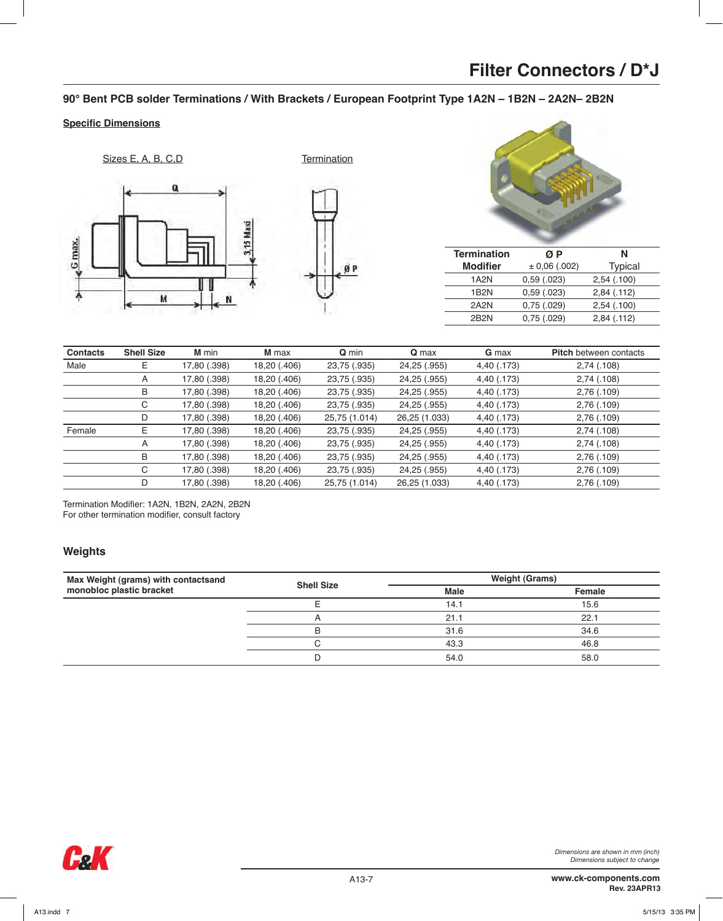# Filter Connectors / D*J

## 90° Bent PCB solder Terminations / With Brackets / European Footprint Type 1A2N – 1B2N – 2A2N– 2B2N

### Specific Dimensions

Sizes E, A, B, C,D

Q

G max.

3,15 Maxi

M

N

Termination

Ø P

| Termination Modifier | Ø P ± 0,06 (.002) | N Typical |
|---|---|---|
| 1A2N | 0,59 (.023) | 2,54 (.100) |
| 1B2N | 0,59 (.023) | 2,84 (.112) |
| 2A2N | 0,75 (.029) | 2,54 (.100) |
| 2B2N | 0,75 (.029) | 2,84 (.112) |

| Contacts | Shell Size | M min | M max | Q min | Q max | G max | Pitch between contacts |
|---|---|---|---|---|---|---|---|
| Male | E | 17,80 (.398) | 18,20 (.406) | 23,75 (.935) | 24,25 (.955) | 4,40 (.173) | 2,74 (.108) |
| | A | 17,80 (.398) | 18,20 (.406) | 23,75 (.935) | 24,25 (.955) | 4,40 (.173) | 2,74 (.108) |
| | B | 17,80 (.398) | 18,20 (.406) | 23,75 (.935) | 24,25 (.955) | 4,40 (.173) | 2,76 (.109) |
| | C | 17,80 (.398) | 18,20 (.406) | 23,75 (.935) | 24,25 (.955) | 4,40 (.173) | 2,76 (.109) |
| | D | 17,80 (.398) | 18,20 (.406) | 25,75 (1.014) | 26,25 (1.033) | 4,40 (.173) | 2,76 (.109) |
| Female | E | 17,80 (.398) | 18,20 (.406) | 23,75 (.935) | 24,25 (.955) | 4,40 (.173) | 2,74 (.108) |
| | A | 17,80 (.398) | 18,20 (.406) | 23,75 (.935) | 24,25 (.955) | 4,40 (.173) | 2,74 (.108) |
| | B | 17,80 (.398) | 18,20 (.406) | 23,75 (.935) | 24,25 (.955) | 4,40 (.173) | 2,76 (.109) |
| | C | 17,80 (.398) | 18,20 (.406) | 23,75 (.935) | 24,25 (.955) | 4,40 (.173) | 2,76 (.109) |
| | D | 17,80 (.398) | 18,20 (.406) | 25,75 (1.014) | 26,25 (1.033) | 4,40 (.173) | 2,76 (.109) |

Termination Modifier: 1A2N, 1B2N, 2A2N, 2B2N
For other termination modifier, consult factory

## Weights

| Max Weight (grams) with contactsand monobloc plastic bracket | Shell Size | Weight (Grams) | |
|---|---|---|---|
| | | Male | Female |
| | E | 14.1 | 15.6 |
| | A | 21.1 | 22.1 |
| | B | 31.6 | 34.6 |
| | C | 43.3 | 46.8 |
| | D | 54.0 | 58.0 |

*Dimensions are shown in mm (inch)*
*Dimensions subject to change*

www.ck-components.com
Rev. 23APR13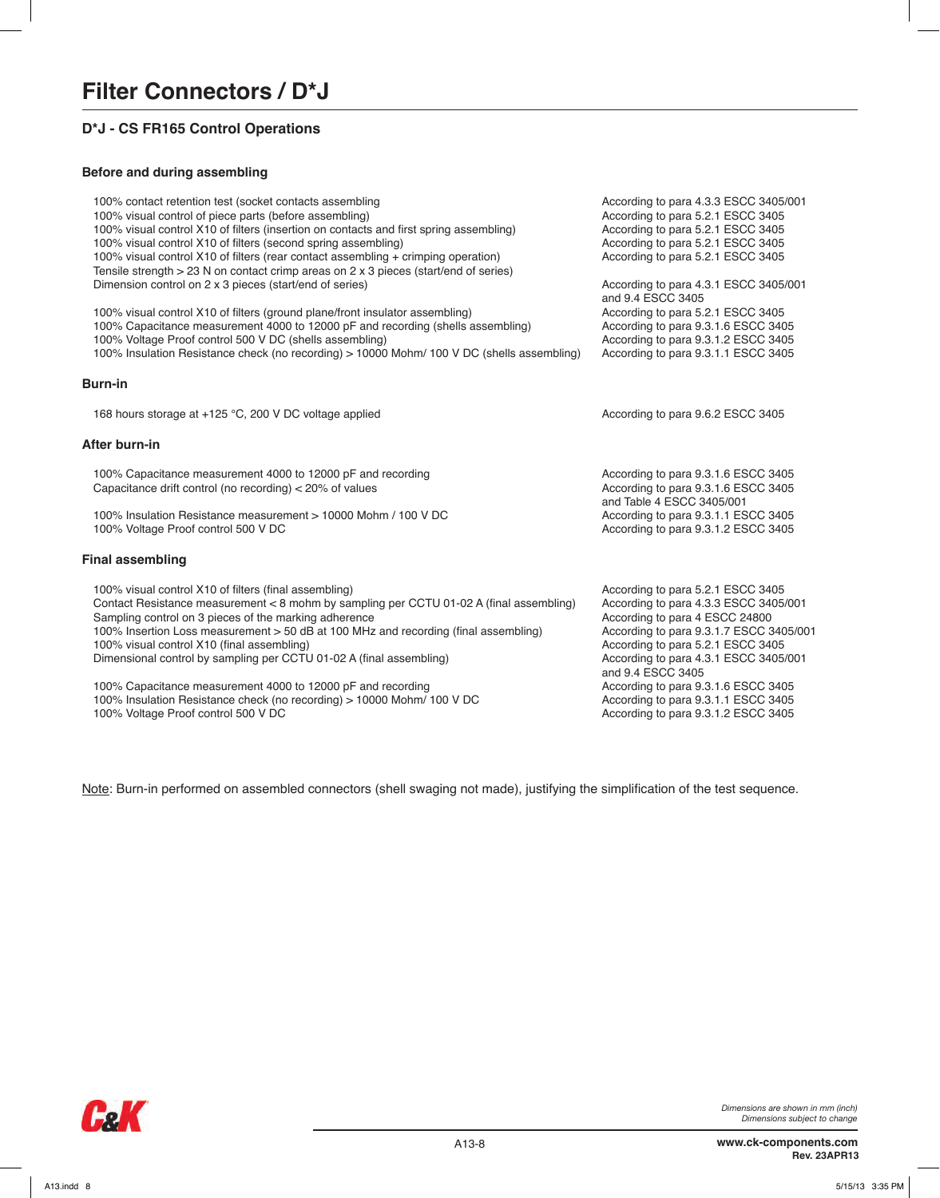# Filter Connectors / D*J

## D*J - CS FR165 Control Operations

### Before and during assembling

| | |
|---|---|
| 100% contact retention test (socket contacts assembling | According to para 4.3.3 ESCC 3405/001 |
| 100% visual control of piece parts (before assembling) | According to para 5.2.1 ESCC 3405 |
| 100% visual control X10 of filters (insertion on contacts and first spring assembling) | According to para 5.2.1 ESCC 3405 |
| 100% visual control X10 of filters (second spring assembling) | According to para 5.2.1 ESCC 3405 |
| 100% visual control X10 of filters (rear contact assembling + crimping operation) | According to para 5.2.1 ESCC 3405 |
| Tensile strength > 23 N on contact crimp areas on 2 x 3 pieces (start/end of series) | |
| Dimension control on 2 x 3 pieces (start/end of series) | According to para 4.3.1 ESCC 3405/001 and 9.4 ESCC 3405 |
| 100% visual control X10 of filters (ground plane/front insulator assembling) | According to para 5.2.1 ESCC 3405 |
| 100% Capacitance measurement 4000 to 12000 pF and recording (shells assembling) | According to para 9.3.1.6 ESCC 3405 |
| 100% Voltage Proof control 500 V DC (shells assembling) | According to para 9.3.1.2 ESCC 3405 |
| 100% Insulation Resistance check (no recording) > 10000 Mohm/ 100 V DC (shells assembling) | According to para 9.3.1.1 ESCC 3405 |

### Burn-in

| | |
|---|---|
| 168 hours storage at +125 °C, 200 V DC voltage applied | According to para 9.6.2 ESCC 3405 |

### After burn-in

| | |
|---|---|
| 100% Capacitance measurement 4000 to 12000 pF and recording | According to para 9.3.1.6 ESCC 3405 |
| Capacitance drift control (no recording) < 20% of values | According to para 9.3.1.6 ESCC 3405 and Table 4 ESCC 3405/001 |
| 100% Insulation Resistance measurement > 10000 Mohm / 100 V DC | According to para 9.3.1.1 ESCC 3405 |
| 100% Voltage Proof control 500 V DC | According to para 9.3.1.2 ESCC 3405 |

### Final assembling

| | |
|---|---|
| 100% visual control X10 of filters (final assembling) | According to para 5.2.1 ESCC 3405 |
| Contact Resistance measurement < 8 mohm by sampling per CCTU 01-02 A (final assembling) | According to para 4.3.3 ESCC 3405/001 |
| Sampling control on 3 pieces of the marking adherence | According to para 4 ESCC 24800 |
| 100% Insertion Loss measurement > 50 dB at 100 MHz and recording (final assembling) | According to para 9.3.1.7 ESCC 3405/001 |
| 100% visual control X10 (final assembling) | According to para 5.2.1 ESCC 3405 |
| Dimensional control by sampling per CCTU 01-02 A (final assembling) | According to para 4.3.1 ESCC 3405/001 and 9.4 ESCC 3405 |
| 100% Capacitance measurement 4000 to 12000 pF and recording | According to para 9.3.1.6 ESCC 3405 |
| 100% Insulation Resistance check (no recording) > 10000 Mohm/ 100 V DC | According to para 9.3.1.1 ESCC 3405 |
| 100% Voltage Proof control 500 V DC | According to para 9.3.1.2 ESCC 3405 |

Note: Burn-in performed on assembled connectors (shell swaging not made), justifying the simplification of the test sequence.

*Dimensions are shown in mm (inch)*
*Dimensions subject to change*

www.ck-components.com
Rev. 23APR13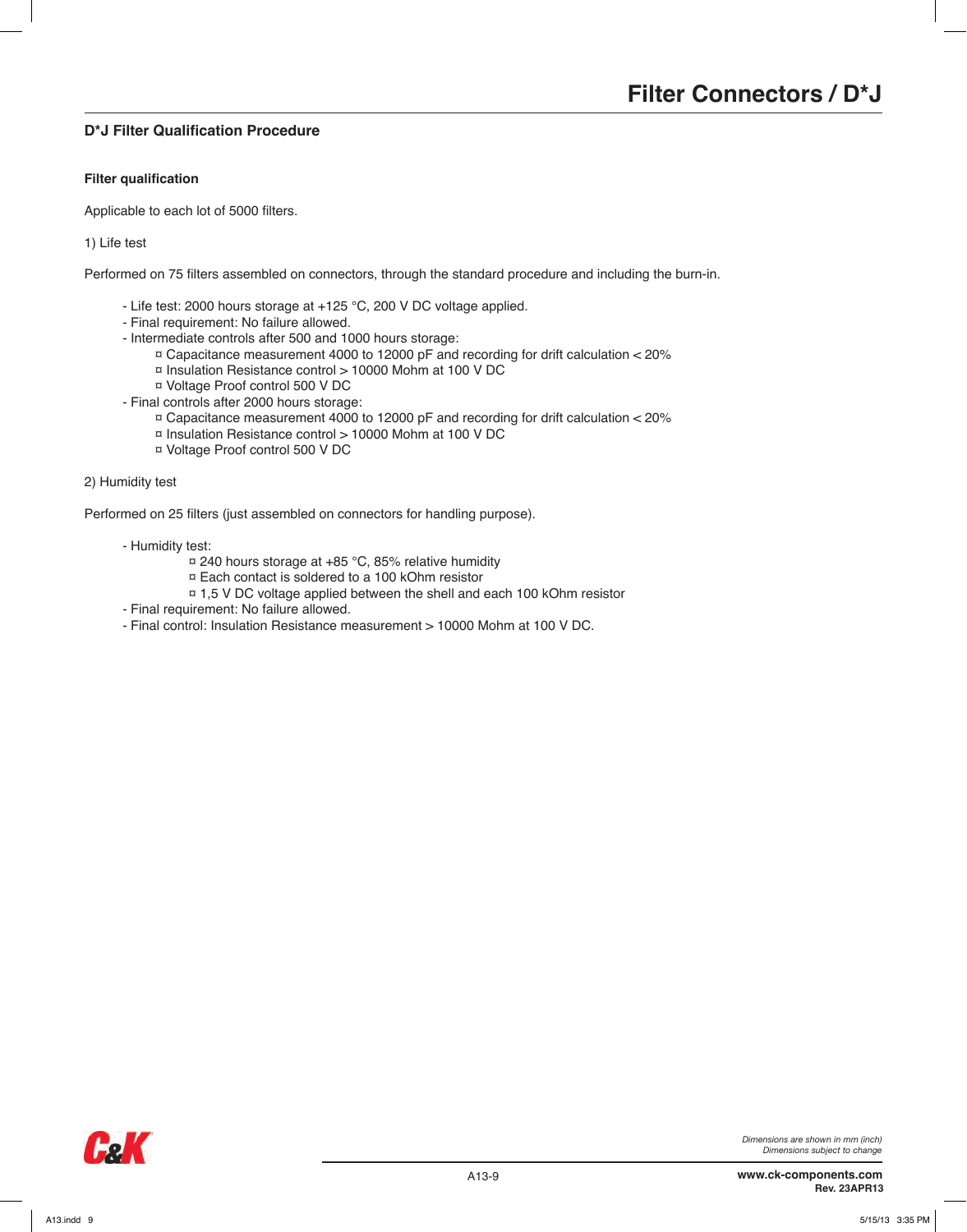# Filter Connectors / D*J

## D*J Filter Qualification Procedure

### Filter qualification

Applicable to each lot of 5000 filters.

1) Life test

Performed on 75 filters assembled on connectors, through the standard procedure and including the burn-in.

- Life test: 2000 hours storage at +125 °C, 200 V DC voltage applied.
- Final requirement: No failure allowed.
- Intermediate controls after 500 and 1000 hours storage:
  - ¤ Capacitance measurement 4000 to 12000 pF and recording for drift calculation < 20%
  - ¤ Insulation Resistance control > 10000 Mohm at 100 V DC
  - ¤ Voltage Proof control 500 V DC
- Final controls after 2000 hours storage:
  - ¤ Capacitance measurement 4000 to 12000 pF and recording for drift calculation < 20%
  - ¤ Insulation Resistance control > 10000 Mohm at 100 V DC
  - ¤ Voltage Proof control 500 V DC

2) Humidity test

Performed on 25 filters (just assembled on connectors for handling purpose).

- Humidity test:
  - ¤ 240 hours storage at +85 °C, 85% relative humidity
  - ¤ Each contact is soldered to a 100 kOhm resistor
  - ¤ 1,5 V DC voltage applied between the shell and each 100 kOhm resistor
- Final requirement: No failure allowed.
- Final control: Insulation Resistance measurement > 10000 Mohm at 100 V DC.

*Dimensions are shown in mm (inch)*
*Dimensions subject to change*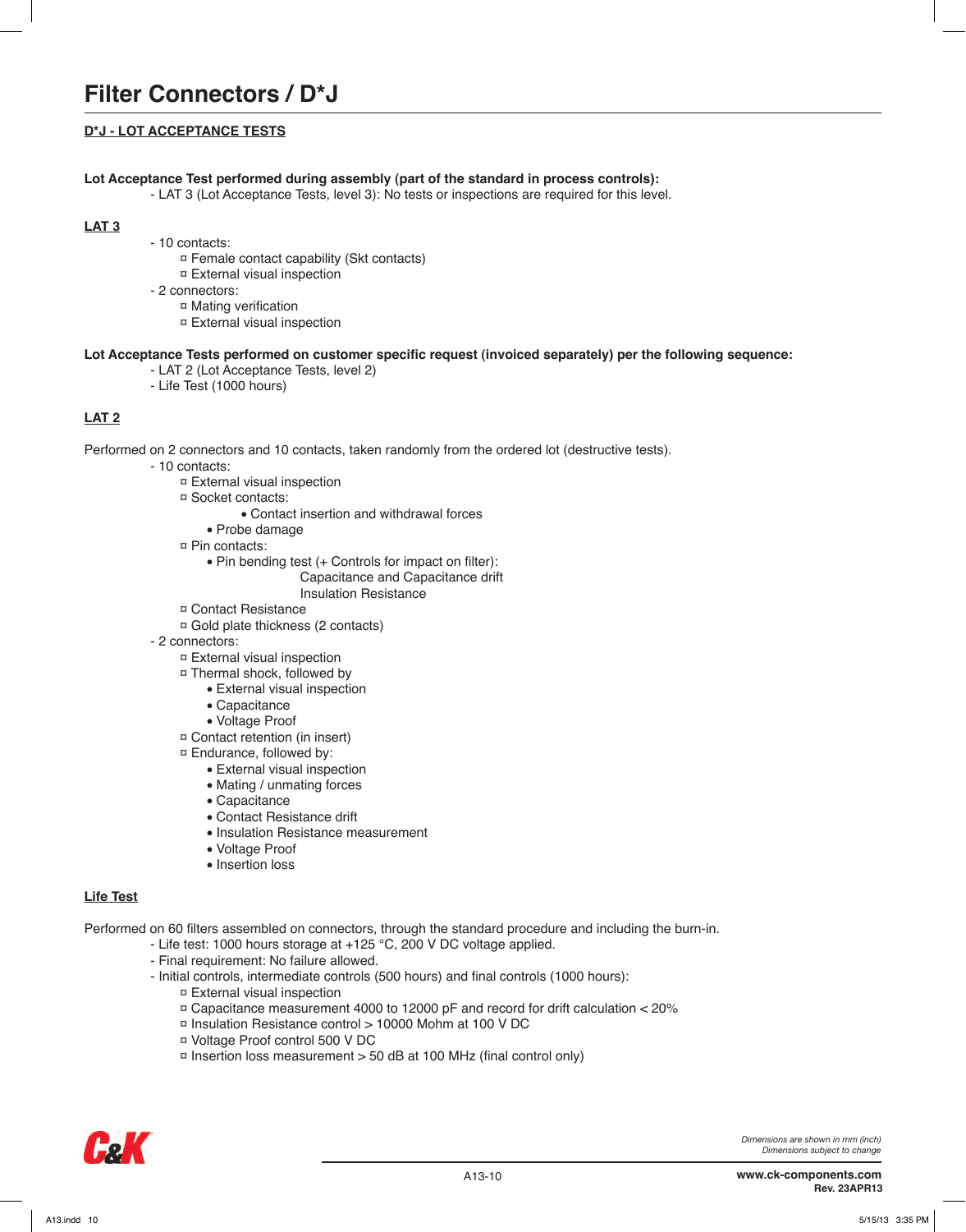# Filter Connectors / D*J

**D*J - LOT ACCEPTANCE TESTS**

**Lot Acceptance Test performed during assembly (part of the standard in process controls):**

- LAT 3 (Lot Acceptance Tests, level 3): No tests or inspections are required for this level.

**LAT 3**

- 10 contacts:
  - ¤ Female contact capability (Skt contacts)
  - ¤ External visual inspection
- 2 connectors:
  - ¤ Mating verification
  - ¤ External visual inspection

**Lot Acceptance Tests performed on customer specific request (invoiced separately) per the following sequence:**

- LAT 2 (Lot Acceptance Tests, level 2)
- Life Test (1000 hours)

**LAT 2**

Performed on 2 connectors and 10 contacts, taken randomly from the ordered lot (destructive tests).

- 10 contacts:
  - ¤ External visual inspection
  - ¤ Socket contacts:
    - • Contact insertion and withdrawal forces
    - • Probe damage
  - ¤ Pin contacts:
    - • Pin bending test (+ Controls for impact on filter):
      - Capacitance and Capacitance drift
      - Insulation Resistance
  - ¤ Contact Resistance
  - ¤ Gold plate thickness (2 contacts)
- 2 connectors:
  - ¤ External visual inspection
  - ¤ Thermal shock, followed by
    - • External visual inspection
    - • Capacitance
    - • Voltage Proof
  - ¤ Contact retention (in insert)
  - ¤ Endurance, followed by:
    - • External visual inspection
    - • Mating / unmating forces
    - • Capacitance
    - • Contact Resistance drift
    - • Insulation Resistance measurement
    - • Voltage Proof
    - • Insertion loss

**Life Test**

Performed on 60 filters assembled on connectors, through the standard procedure and including the burn-in.

- Life test: 1000 hours storage at +125 °C, 200 V DC voltage applied.
- Final requirement: No failure allowed.
- Initial controls, intermediate controls (500 hours) and final controls (1000 hours):
  - ¤ External visual inspection
  - ¤ Capacitance measurement 4000 to 12000 pF and record for drift calculation < 20%
  - ¤ Insulation Resistance control > 10000 Mohm at 100 V DC
  - ¤ Voltage Proof control 500 V DC
  - ¤ Insertion loss measurement > 50 dB at 100 MHz (final control only)

*Dimensions are shown in mm (inch)*
*Dimensions subject to change*

**www.ck-components.com**
**Rev. 23APR13**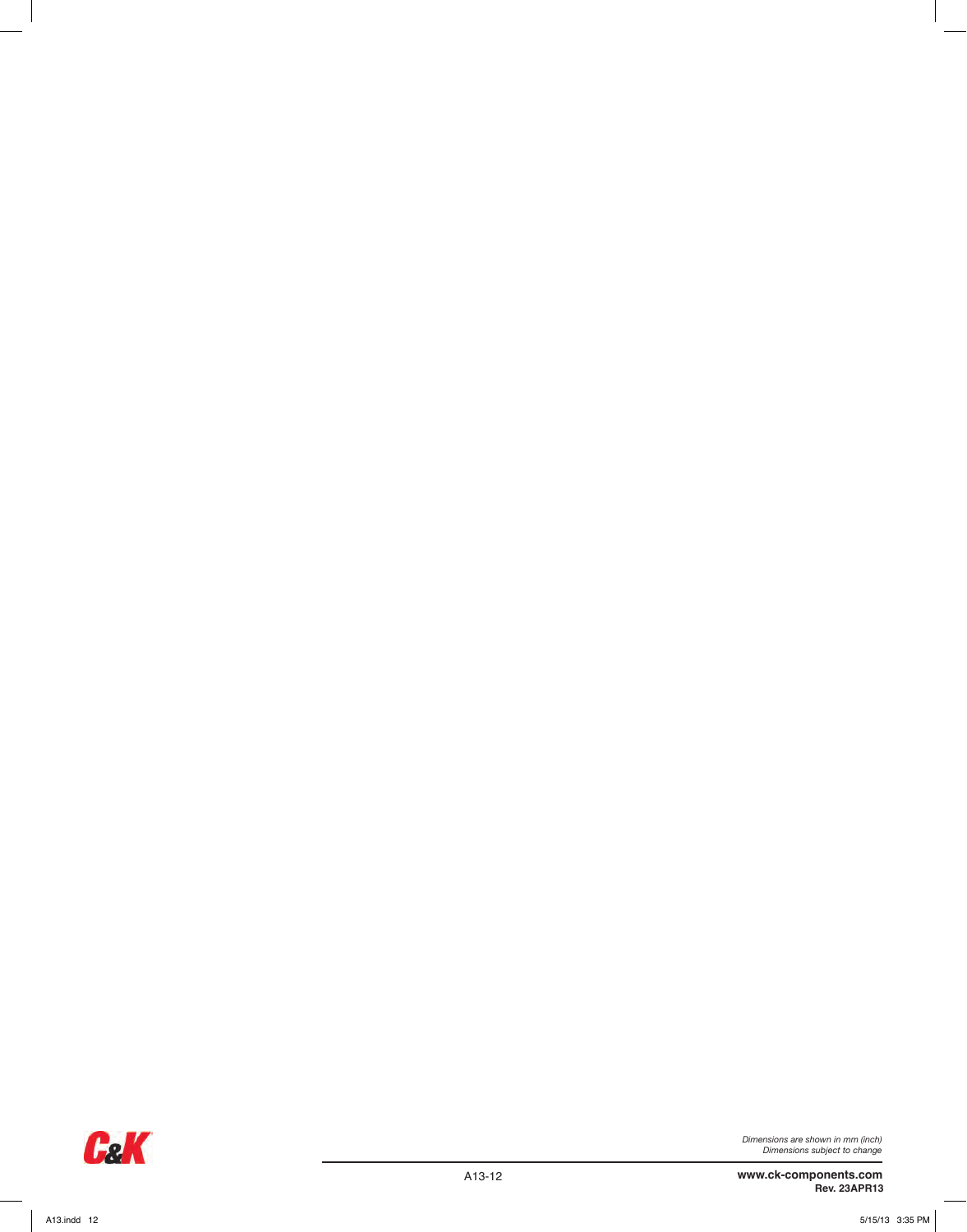Dimensions are shown in mm (inch)
Dimensions subject to change

www.ck-components.com
Rev. 23APR13